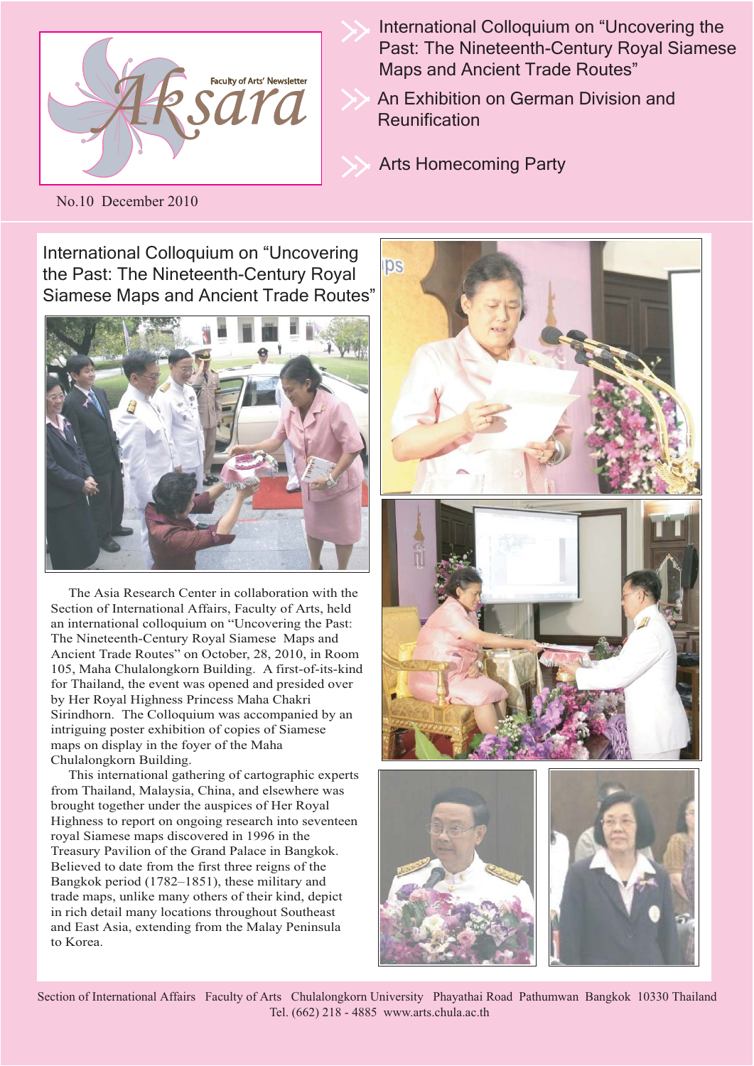# Aksara

Faculty of Arts' Newsletter

No.10 December 2010

- International Colloquium on "Uncovering the Past: The Nineteenth-Century Royal Siamese Maps and Ancient Trade Routes"
- An Exhibition on German Division and Reunification
- Arts Homecoming Party

## International Colloquium on "Uncovering the Past: The Nineteenth-Century Royal Siamese Maps and Ancient Trade Routes"

The Asia Research Center in collaboration with the Section of International Affairs, Faculty of Arts, held an international colloquium on "Uncovering the Past: The Nineteenth-Century Royal Siamese Maps and Ancient Trade Routes" on October, 28, 2010, in Room 105, Maha Chulalongkorn Building. A first-of-its-kind for Thailand, the event was opened and presided over by Her Royal Highness Princess Maha Chakri Sirindhorn. The Colloquium was accompanied by an intriguing poster exhibition of copies of Siamese maps on display in the foyer of the Maha Chulalongkorn Building.

This international gathering of cartographic experts from Thailand, Malaysia, China, and elsewhere was brought together under the auspices of Her Royal Highness to report on ongoing research into seventeen royal Siamese maps discovered in 1996 in the Treasury Pavilion of the Grand Palace in Bangkok. Believed to date from the first three reigns of the Bangkok period (1782–1851), these military and trade maps, unlike many others of their kind, depict in rich detail many locations throughout Southeast and East Asia, extending from the Malay Peninsula to Korea.

Section of International Affairs Faculty of Arts Chulalongkorn University Phayathai Road Pathumwan Bangkok 10330 Thailand
Tel. (662) 218 - 4885 www.arts.chula.ac.th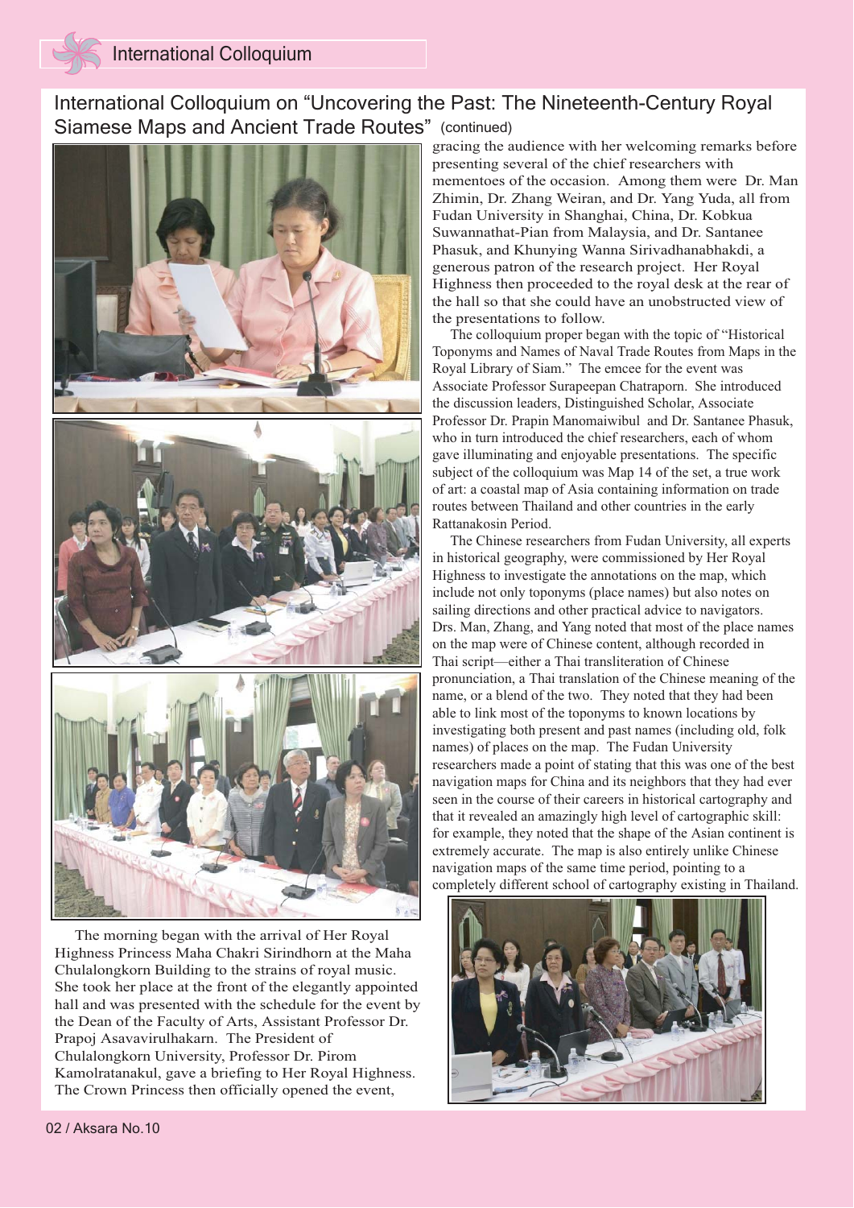## International Colloquium on “Uncovering the Past: The Nineteenth-Century Royal Siamese Maps and Ancient Trade Routes” (continued)

The morning began with the arrival of Her Royal Highness Princess Maha Chakri Sirindhorn at the Maha Chulalongkorn Building to the strains of royal music. She took her place at the front of the elegantly appointed hall and was presented with the schedule for the event by the Dean of the Faculty of Arts, Assistant Professor Dr. Prapoj Asavavirulhakarn. The President of Chulalongkorn University, Professor Dr. Pirom Kamolratanakul, gave a briefing to Her Royal Highness. The Crown Princess then officially opened the event, gracing the audience with her welcoming remarks before presenting several of the chief researchers with mementoes of the occasion. Among them were Dr. Man Zhimin, Dr. Zhang Weiran, and Dr. Yang Yuda, all from Fudan University in Shanghai, China, Dr. Kobkua Suwannathat-Pian from Malaysia, and Dr. Santanee Phasuk, and Khunying Wanna Sirivadhanabhakdi, a generous patron of the research project. Her Royal Highness then proceeded to the royal desk at the rear of the hall so that she could have an unobstructed view of the presentations to follow.

The colloquium proper began with the topic of “Historical Toponyms and Names of Naval Trade Routes from Maps in the Royal Library of Siam.” The emcee for the event was Associate Professor Surapeepan Chatraporn. She introduced the discussion leaders, Distinguished Scholar, Associate Professor Dr. Prapin Manomaiwibul and Dr. Santanee Phasuk, who in turn introduced the chief researchers, each of whom gave illuminating and enjoyable presentations. The specific subject of the colloquium was Map 14 of the set, a true work of art: a coastal map of Asia containing information on trade routes between Thailand and other countries in the early Rattanakosin Period.

The Chinese researchers from Fudan University, all experts in historical geography, were commissioned by Her Royal Highness to investigate the annotations on the map, which include not only toponyms (place names) but also notes on sailing directions and other practical advice to navigators. Drs. Man, Zhang, and Yang noted that most of the place names on the map were of Chinese content, although recorded in Thai script—either a Thai transliteration of Chinese pronunciation, a Thai translation of the Chinese meaning of the name, or a blend of the two. They noted that they had been able to link most of the toponyms to known locations by investigating both present and past names (including old, folk names) of places on the map. The Fudan University researchers made a point of stating that this was one of the best navigation maps for China and its neighbors that they had ever seen in the course of their careers in historical cartography and that it revealed an amazingly high level of cartographic skill: for example, they noted that the shape of the Asian continent is extremely accurate. The map is also entirely unlike Chinese navigation maps of the same time period, pointing to a completely different school of cartography existing in Thailand.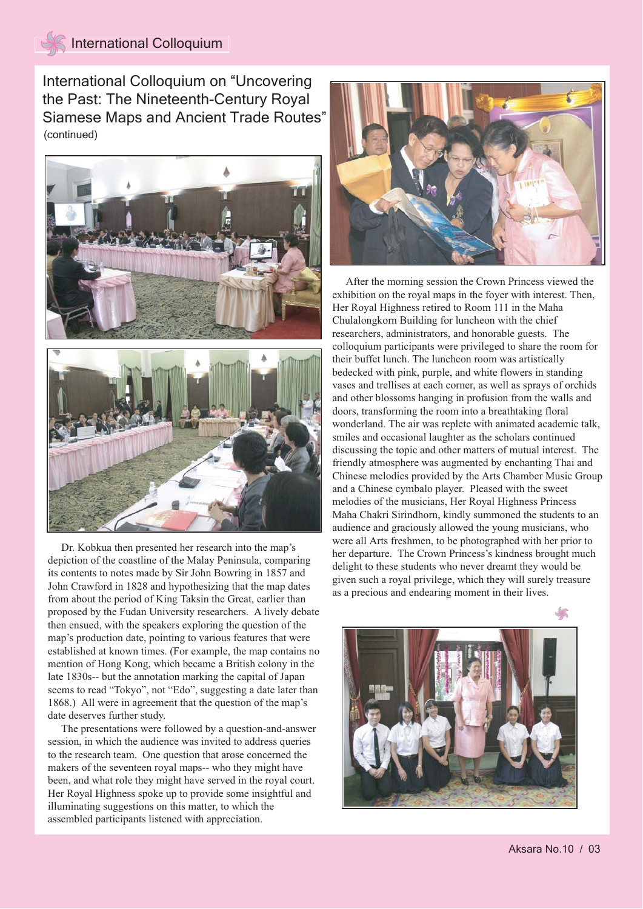# International Colloquium on "Uncovering the Past: The Nineteenth-Century Royal Siamese Maps and Ancient Trade Routes"

(continued)

Dr. Kobkua then presented her research into the map's depiction of the coastline of the Malay Peninsula, comparing its contents to notes made by Sir John Bowring in 1857 and John Crawford in 1828 and hypothesizing that the map dates from about the period of King Taksin the Great, earlier than proposed by the Fudan University researchers. A lively debate then ensued, with the speakers exploring the question of the map's production date, pointing to various features that were established at known times. (For example, the map contains no mention of Hong Kong, which became a British colony in the late 1830s-- but the annotation marking the capital of Japan seems to read "Tokyo", not "Edo", suggesting a date later than 1868.) All were in agreement that the question of the map's date deserves further study.

The presentations were followed by a question-and-answer session, in which the audience was invited to address queries to the research team. One question that arose concerned the makers of the seventeen royal maps-- who they might have been, and what role they might have served in the royal court. Her Royal Highness spoke up to provide some insightful and illuminating suggestions on this matter, to which the assembled participants listened with appreciation.

After the morning session the Crown Princess viewed the exhibition on the royal maps in the foyer with interest. Then, Her Royal Highness retired to Room 111 in the Maha Chulalongkorn Building for luncheon with the chief researchers, administrators, and honorable guests. The colloquium participants were privileged to share the room for their buffet lunch. The luncheon room was artistically bedecked with pink, purple, and white flowers in standing vases and trellises at each corner, as well as sprays of orchids and other blossoms hanging in profusion from the walls and doors, transforming the room into a breathtaking floral wonderland. The air was replete with animated academic talk, smiles and occasional laughter as the scholars continued discussing the topic and other matters of mutual interest. The friendly atmosphere was augmented by enchanting Thai and Chinese melodies provided by the Arts Chamber Music Group and a Chinese cymbalo player. Pleased with the sweet melodies of the musicians, Her Royal Highness Princess Maha Chakri Sirindhorn, kindly summoned the students to an audience and graciously allowed the young musicians, who were all Arts freshmen, to be photographed with her prior to her departure. The Crown Princess's kindness brought much delight to these students who never dreamt they would be given such a royal privilege, which they will surely treasure as a precious and endearing moment in their lives.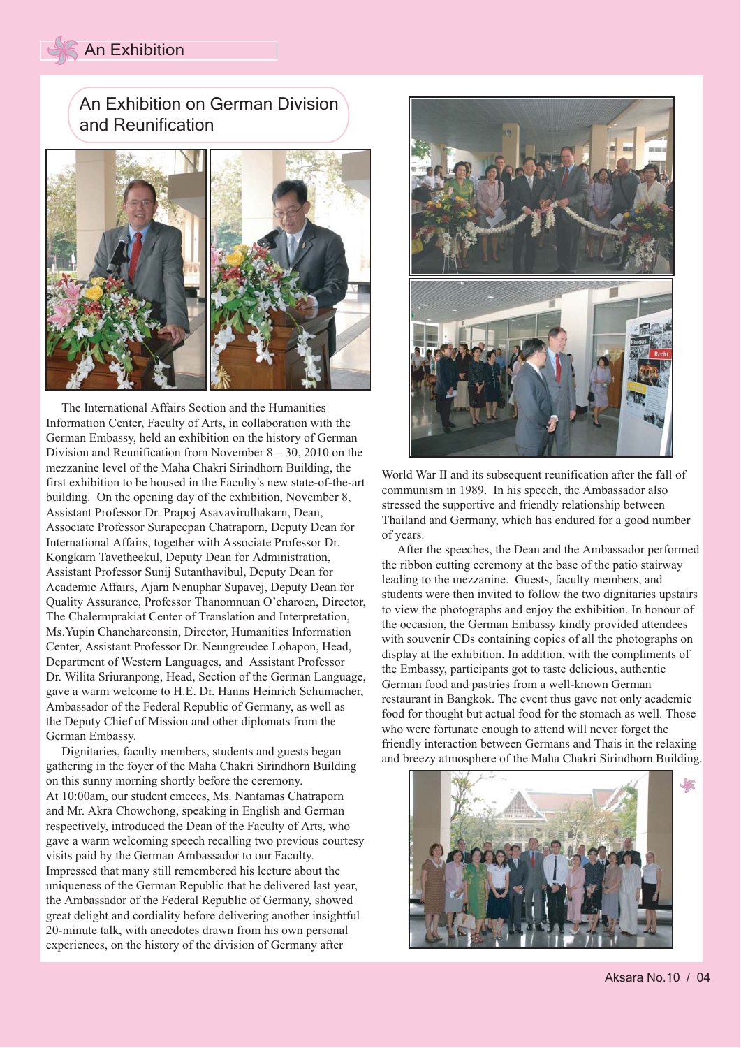# An Exhibition

## An Exhibition on German Division and Reunification

The International Affairs Section and the Humanities Information Center, Faculty of Arts, in collaboration with the German Embassy, held an exhibition on the history of German Division and Reunification from November 8 – 30, 2010 on the mezzanine level of the Maha Chakri Sirindhorn Building, the first exhibition to be housed in the Faculty's new state-of-the-art building. On the opening day of the exhibition, November 8, Assistant Professor Dr. Prapoj Asavavirulhakarn, Dean, Associate Professor Surapeepan Chatraporn, Deputy Dean for International Affairs, together with Associate Professor Dr. Kongkarn Tavetheekul, Deputy Dean for Administration, Assistant Professor Sunij Sutanthavibul, Deputy Dean for Academic Affairs, Ajarn Nenuphar Supavej, Deputy Dean for Quality Assurance, Professor Thanomnuan O'charoen, Director, The Chalermprakiat Center of Translation and Interpretation, Ms.Yupin Chanchareonsin, Director, Humanities Information Center, Assistant Professor Dr. Neungreudee Lohapon, Head, Department of Western Languages, and Assistant Professor Dr. Wilita Sriuranpong, Head, Section of the German Language, gave a warm welcome to H.E. Dr. Hanns Heinrich Schumacher, Ambassador of the Federal Republic of Germany, as well as the Deputy Chief of Mission and other diplomats from the German Embassy.

Dignitaries, faculty members, students and guests began gathering in the foyer of the Maha Chakri Sirindhorn Building on this sunny morning shortly before the ceremony. At 10:00am, our student emcees, Ms. Nantamas Chatraporn and Mr. Akra Chowchong, speaking in English and German respectively, introduced the Dean of the Faculty of Arts, who gave a warm welcoming speech recalling two previous courtesy visits paid by the German Ambassador to our Faculty. Impressed that many still remembered his lecture about the uniqueness of the German Republic that he delivered last year, the Ambassador of the Federal Republic of Germany, showed great delight and cordiality before delivering another insightful 20-minute talk, with anecdotes drawn from his own personal experiences, on the history of the division of Germany after World War II and its subsequent reunification after the fall of communism in 1989. In his speech, the Ambassador also stressed the supportive and friendly relationship between Thailand and Germany, which has endured for a good number of years.

After the speeches, the Dean and the Ambassador performed the ribbon cutting ceremony at the base of the patio stairway leading to the mezzanine. Guests, faculty members, and students were then invited to follow the two dignitaries upstairs to view the photographs and enjoy the exhibition. In honour of the occasion, the German Embassy kindly provided attendees with souvenir CDs containing copies of all the photographs on display at the exhibition. In addition, with the compliments of the Embassy, participants got to taste delicious, authentic German food and pastries from a well-known German restaurant in Bangkok. The event thus gave not only academic food for thought but actual food for the stomach as well. Those who were fortunate enough to attend will never forget the friendly interaction between Germans and Thais in the relaxing and breezy atmosphere of the Maha Chakri Sirindhorn Building.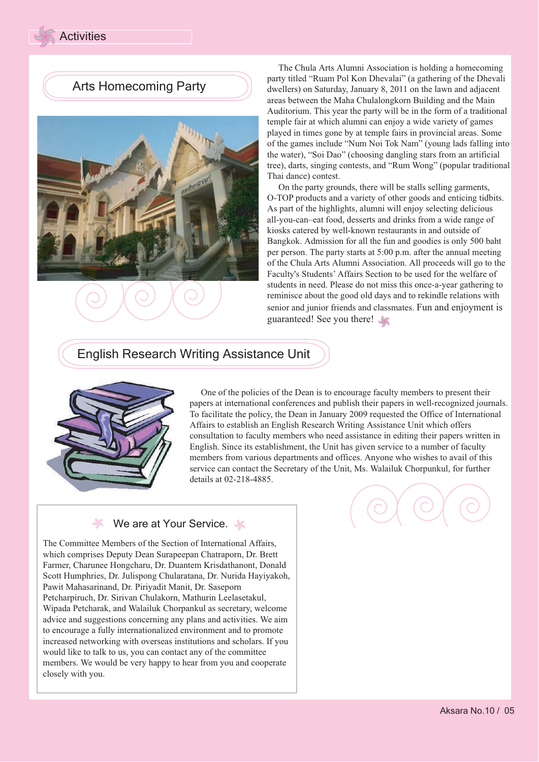# Activities

## Arts Homecoming Party

The Chula Arts Alumni Association is holding a homecoming party titled "Ruam Pol Kon Dhevalai" (a gathering of the Dhevali dwellers) on Saturday, January 8, 2011 on the lawn and adjacent areas between the Maha Chulalongkorn Building and the Main Auditorium. This year the party will be in the form of a traditional temple fair at which alumni can enjoy a wide variety of games played in times gone by at temple fairs in provincial areas. Some of the games include "Num Noi Tok Nam" (young lads falling into the water), "Soi Dao" (choosing dangling stars from an artificial tree), darts, singing contests, and "Rum Wong" (popular traditional Thai dance) contest.

On the party grounds, there will be stalls selling garments, O-TOP products and a variety of other goods and enticing tidbits. As part of the highlights, alumni will enjoy selecting delicious all-you-can–eat food, desserts and drinks from a wide range of kiosks catered by well-known restaurants in and outside of Bangkok. Admission for all the fun and goodies is only 500 baht per person. The party starts at 5:00 p.m. after the annual meeting of the Chula Arts Alumni Association. All proceeds will go to the Faculty's Students' Affairs Section to be used for the welfare of students in need. Please do not miss this once-a-year gathering to reminisce about the good old days and to rekindle relations with senior and junior friends and classmates. Fun and enjoyment is guaranteed! See you there!

## English Research Writing Assistance Unit

One of the policies of the Dean is to encourage faculty members to present their papers at international conferences and publish their papers in well-recognized journals. To facilitate the policy, the Dean in January 2009 requested the Office of International Affairs to establish an English Research Writing Assistance Unit which offers consultation to faculty members who need assistance in editing their papers written in English. Since its establishment, the Unit has given service to a number of faculty members from various departments and offices. Anyone who wishes to avail of this service can contact the Secretary of the Unit, Ms. Walailuk Chorpunkul, for further details at 02-218-4885.

### We are at Your Service.

The Committee Members of the Section of International Affairs, which comprises Deputy Dean Surapeepan Chatraporn, Dr. Brett Farmer, Charunee Hongcharu, Dr. Duantem Krisdathanont, Donald Scott Humphries, Dr. Julispong Chularatana, Dr. Nurida Hayiyakoh, Pawit Mahasarinand, Dr. Piriyadit Manit, Dr. Saseporn Petcharpiruch, Dr. Sirivan Chulakorn, Mathurin Leelasetakul, Wipada Petcharak, and Walailuk Chorpankul as secretary, welcome advice and suggestions concerning any plans and activities. We aim to encourage a fully internationalized environment and to promote increased networking with overseas institutions and scholars. If you would like to talk to us, you can contact any of the committee members. We would be very happy to hear from you and cooperate closely with you.